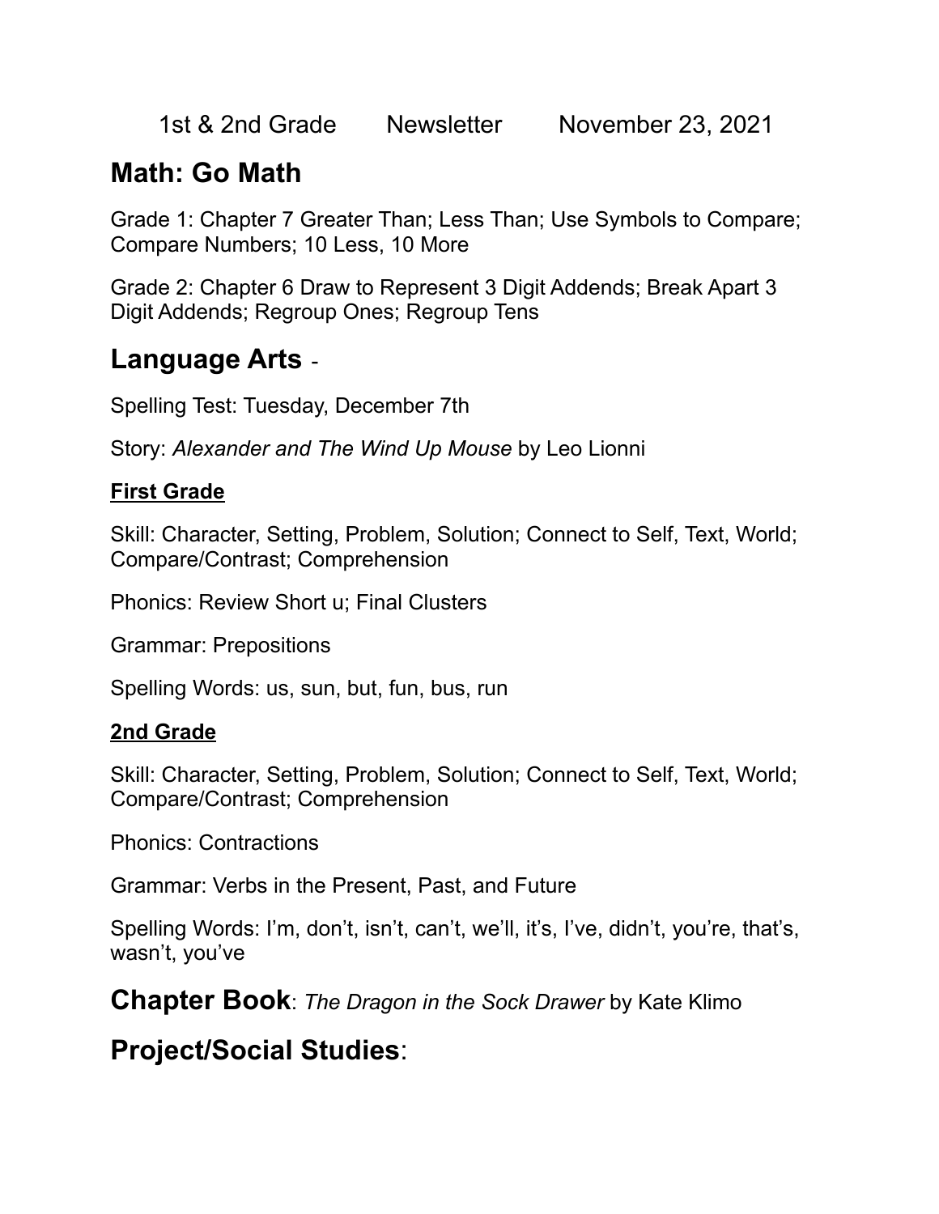1st & 2nd Grade    Newsletter    November 23, 2021

## Math: Go Math

Grade 1: Chapter 7 Greater Than; Less Than; Use Symbols to Compare; Compare Numbers; 10 Less, 10 More

Grade 2: Chapter 6 Draw to Represent 3 Digit Addends; Break Apart 3 Digit Addends; Regroup Ones; Regroup Tens

## Language Arts -

Spelling Test: Tuesday, December 7th

Story: *Alexander and The Wind Up Mouse* by Leo Lionni

### First Grade

Skill: Character, Setting, Problem, Solution; Connect to Self, Text, World; Compare/Contrast; Comprehension

Phonics: Review Short u; Final Clusters

Grammar: Prepositions

Spelling Words: us, sun, but, fun, bus, run

### 2nd Grade

Skill: Character, Setting, Problem, Solution; Connect to Self, Text, World; Compare/Contrast; Comprehension

Phonics: Contractions

Grammar: Verbs in the Present, Past, and Future

Spelling Words: I'm, don't, isn't, can't, we'll, it's, I've, didn't, you're, that's, wasn't, you've

## Chapter Book: *The Dragon in the Sock Drawer* by Kate Klimo

## Project/Social Studies: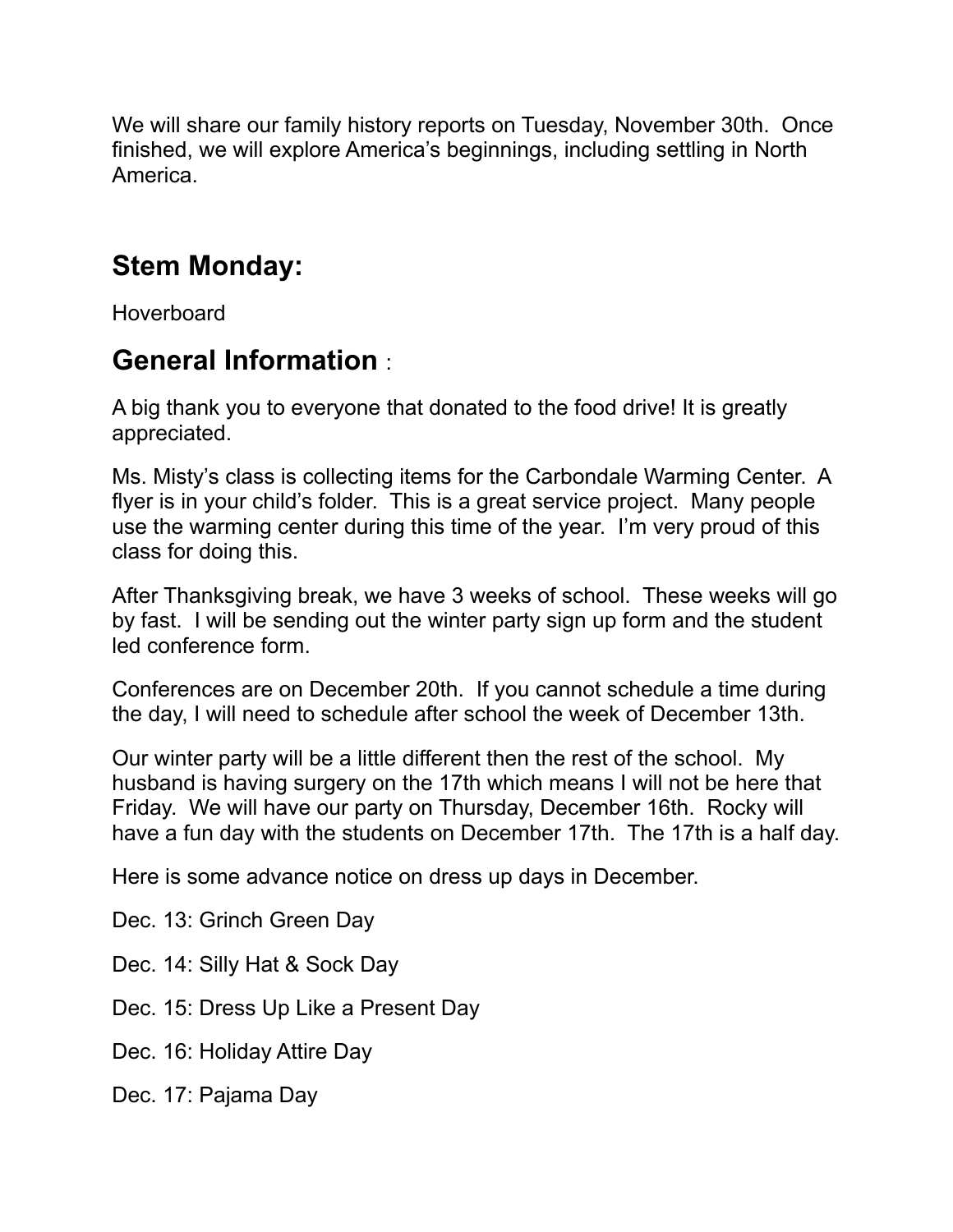We will share our family history reports on Tuesday, November 30th. Once finished, we will explore America's beginnings, including settling in North America.

## Stem Monday:

Hoverboard

## General Information :

A big thank you to everyone that donated to the food drive! It is greatly appreciated.

Ms. Misty's class is collecting items for the Carbondale Warming Center. A flyer is in your child's folder. This is a great service project. Many people use the warming center during this time of the year. I'm very proud of this class for doing this.

After Thanksgiving break, we have 3 weeks of school. These weeks will go by fast. I will be sending out the winter party sign up form and the student led conference form.

Conferences are on December 20th. If you cannot schedule a time during the day, I will need to schedule after school the week of December 13th.

Our winter party will be a little different then the rest of the school. My husband is having surgery on the 17th which means I will not be here that Friday. We will have our party on Thursday, December 16th. Rocky will have a fun day with the students on December 17th. The 17th is a half day.

Here is some advance notice on dress up days in December.

Dec. 13: Grinch Green Day

Dec. 14: Silly Hat & Sock Day

Dec. 15: Dress Up Like a Present Day

Dec. 16: Holiday Attire Day

Dec. 17: Pajama Day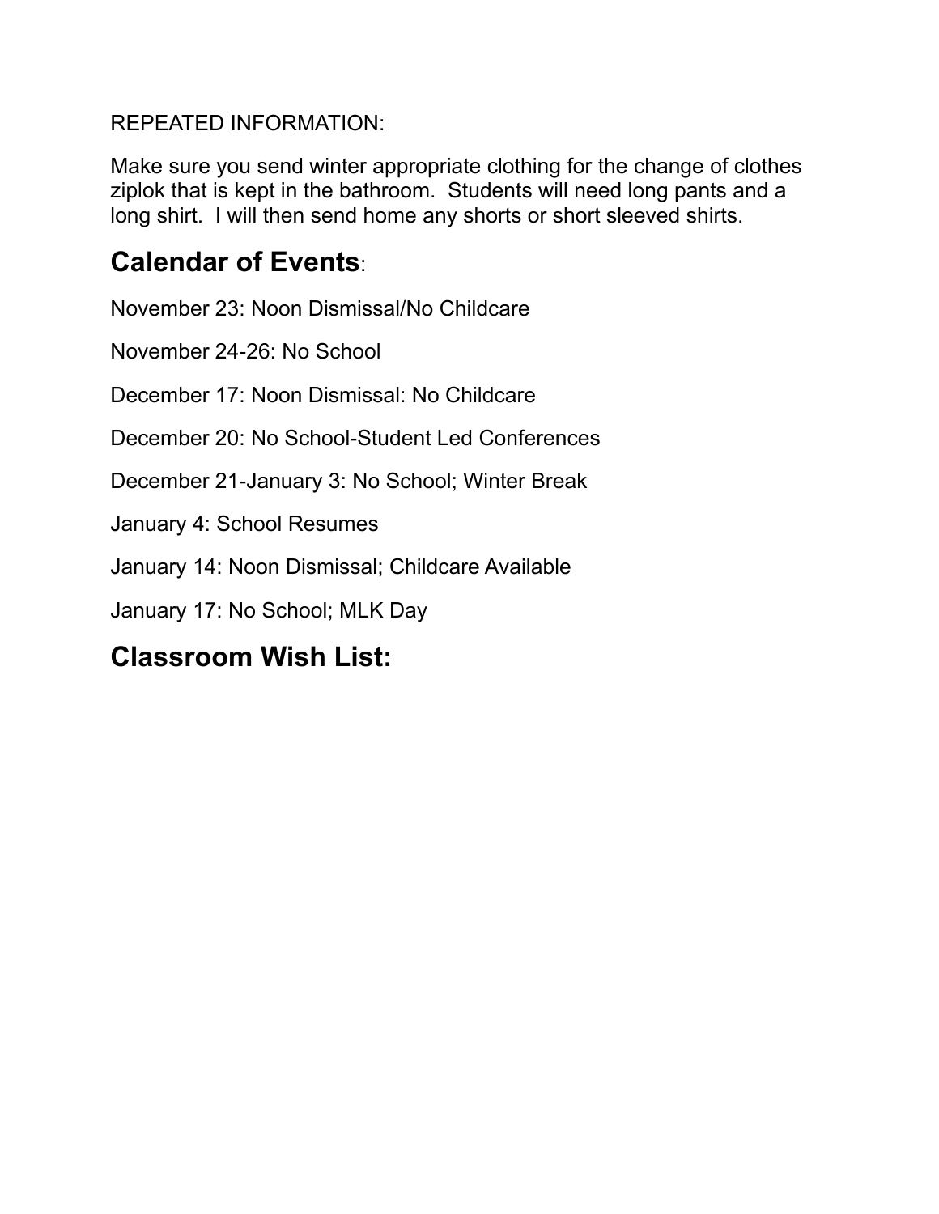REPEATED INFORMATION:

Make sure you send winter appropriate clothing for the change of clothes ziplok that is kept in the bathroom. Students will need long pants and a long shirt. I will then send home any shorts or short sleeved shirts.

## **Calendar of Events**:

November 23: Noon Dismissal/No Childcare

November 24-26: No School

December 17: Noon Dismissal: No Childcare

December 20: No School-Student Led Conferences

December 21-January 3: No School; Winter Break

January 4: School Resumes

January 14: Noon Dismissal; Childcare Available

January 17: No School; MLK Day

## **Classroom Wish List:**